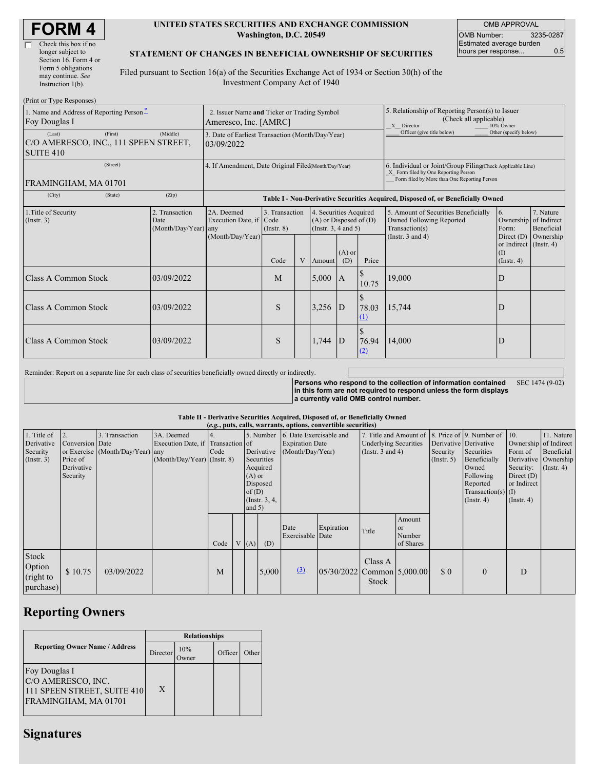# FORM 4

☐ Check this box if no longer subject to Section 16. Form 4 or Form 5 obligations may continue. *See* Instruction 1(b).

**UNITED STATES SECURITIES AND EXCHANGE COMMISSION**
**Washington, D.C. 20549**

**STATEMENT OF CHANGES IN BENEFICIAL OWNERSHIP OF SECURITIES**

Filed pursuant to Section 16(a) of the Securities Exchange Act of 1934 or Section 30(h) of the Investment Company Act of 1940

| OMB APPROVAL | |
|---|---|
| OMB Number: | 3235-0287 |
| Estimated average burden hours per response... | 0.5 |

(Print or Type Responses)

| 1. Name and Address of Reporting Person * | 2. Issuer Name **and** Ticker or Trading Symbol | 5. Relationship of Reporting Person(s) to Issuer (Check all applicable) |
|---|---|---|
| Foy Douglas I | Ameresco, Inc. [AMRC] | _X_ Director ___ 10% Owner ___ Officer (give title below) ___ Other (specify below) |
| (Last) (First) (Middle) C/O AMERESCO, INC., 111 SPEEN STREET, SUITE 410 | 3. Date of Earliest Transaction (Month/Day/Year) 03/09/2022 | |
| (Street) FRAMINGHAM, MA 01701 | 4. If Amendment, Date Original Filed (Month/Day/Year) | 6. Individual or Joint/Group Filing (Check Applicable Line) _X_ Form filed by One Reporting Person ___ Form filed by More than One Reporting Person |
| (City) (State) (Zip) | | |

**Table I - Non-Derivative Securities Acquired, Disposed of, or Beneficially Owned**

| 1.Title of Security (Instr. 3) | 2. Transaction Date (Month/Day/Year) | 2A. Deemed Execution Date, if any (Month/Day/Year) | 3. Transaction Code (Instr. 8) | | 4. Securities Acquired (A) or Disposed of (D) (Instr. 3, 4 and 5) | | | 5. Amount of Securities Beneficially Owned Following Reported Transaction(s) (Instr. 3 and 4) | 6. Ownership Form: Direct (D) or Indirect (I) (Instr. 4) | 7. Nature of Indirect Beneficial Ownership (Instr. 4) |
|---|---|---|---|---|---|---|---|---|---|---|
| | | | Code | V | Amount | (A) or (D) | Price | | | |
| Class A Common Stock | 03/09/2022 | | M | | 5,000 | A | $ 10.75 | 19,000 | D | |
| Class A Common Stock | 03/09/2022 | | S | | 3,256 | D | $ 78.03 (1) | 15,744 | D | |
| Class A Common Stock | 03/09/2022 | | S | | 1,744 | D | $ 76.94 (2) | 14,000 | D | |

Reminder: Report on a separate line for each class of securities beneficially owned directly or indirectly.

**Persons who respond to the collection of information contained in this form are not required to respond unless the form displays a currently valid OMB control number.** SEC 1474 (9-02)

**Table II - Derivative Securities Acquired, Disposed of, or Beneficially Owned**
**(*e.g.*, puts, calls, warrants, options, convertible securities)**

| 1. Title of Derivative Security (Instr. 3) | 2. Conversion or Exercise Price of Derivative Security | 3. Transaction Date (Month/Day/Year) | 3A. Deemed Execution Date, if any (Month/Day/Year) | 4. Transaction Code (Instr. 8) | | 5. Number of Derivative Securities Acquired (A) or Disposed of (D) (Instr. 3, 4, and 5) | | 6. Date Exercisable and Expiration Date (Month/Day/Year) | | 7. Title and Amount of Underlying Securities (Instr. 3 and 4) | | 8. Price of Derivative Security (Instr. 5) | 9. Number of Derivative Securities Beneficially Owned Following Reported Transaction(s) (Instr. 4) | 10. Ownership Form of Derivative Security: Direct (D) or Indirect (I) (Instr. 4) | 11. Nature of Indirect Beneficial Ownership (Instr. 4) |
|---|---|---|---|---|---|---|---|---|---|---|---|---|---|---|---|
| | | | | Code | V | (A) | (D) | Date Exercisable | Expiration Date | Title | Amount or Number of Shares | | | | |
| Stock Option (right to purchase) | $ 10.75 | 03/09/2022 | | M | | | 5,000 | (3) | 05/30/2022 | Class A Common Stock | 5,000.00 | $ 0 | 0 | D | |

## Reporting Owners

| Reporting Owner Name / Address | Relationships | | | |
|---|---|---|---|---|
| | Director | 10% Owner | Officer | Other |
| Foy Douglas I C/O AMERESCO, INC. 111 SPEEN STREET, SUITE 410 FRAMINGHAM, MA 01701 | X | | | |

## Signatures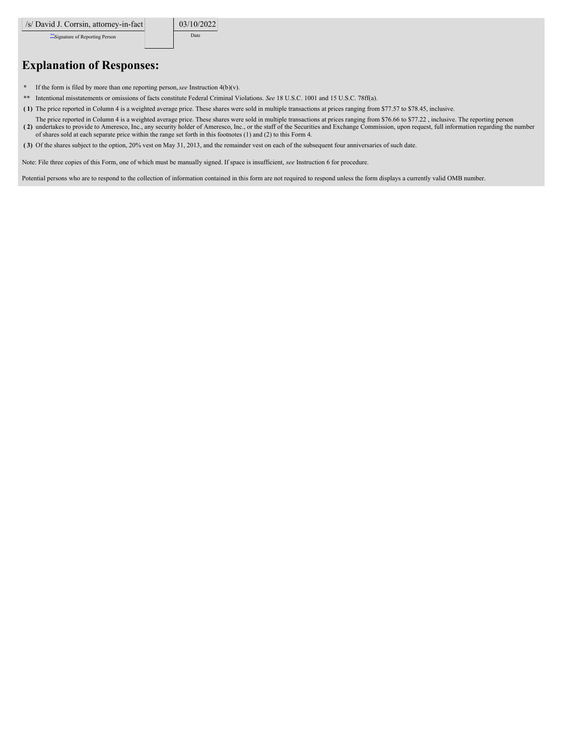| /s/ David J. Corrsin, attorney-in-fact | | 03/10/2022 |
| --- | --- | --- |
| ** Signature of Reporting Person | | Date |

## Explanation of Responses:

\* If the form is filed by more than one reporting person, *see* Instruction 4(b)(v).

\*\* Intentional misstatements or omissions of facts constitute Federal Criminal Violations. *See* 18 U.S.C. 1001 and 15 U.S.C. 78ff(a).

( 1) The price reported in Column 4 is a weighted average price. These shares were sold in multiple transactions at prices ranging from $77.57 to $78.45, inclusive.

( 2) The price reported in Column 4 is a weighted average price. These shares were sold in multiple transactions at prices ranging from $76.66 to $77.22 , inclusive. The reporting person undertakes to provide to Ameresco, Inc., any security holder of Ameresco, Inc., or the staff of the Securities and Exchange Commission, upon request, full information regarding the number of shares sold at each separate price within the range set forth in this footnotes (1) and (2) to this Form 4.

( 3) Of the shares subject to the option, 20% vest on May 31, 2013, and the remainder vest on each of the subsequent four anniversaries of such date.

Note: File three copies of this Form, one of which must be manually signed. If space is insufficient, *see* Instruction 6 for procedure.

Potential persons who are to respond to the collection of information contained in this form are not required to respond unless the form displays a currently valid OMB number.